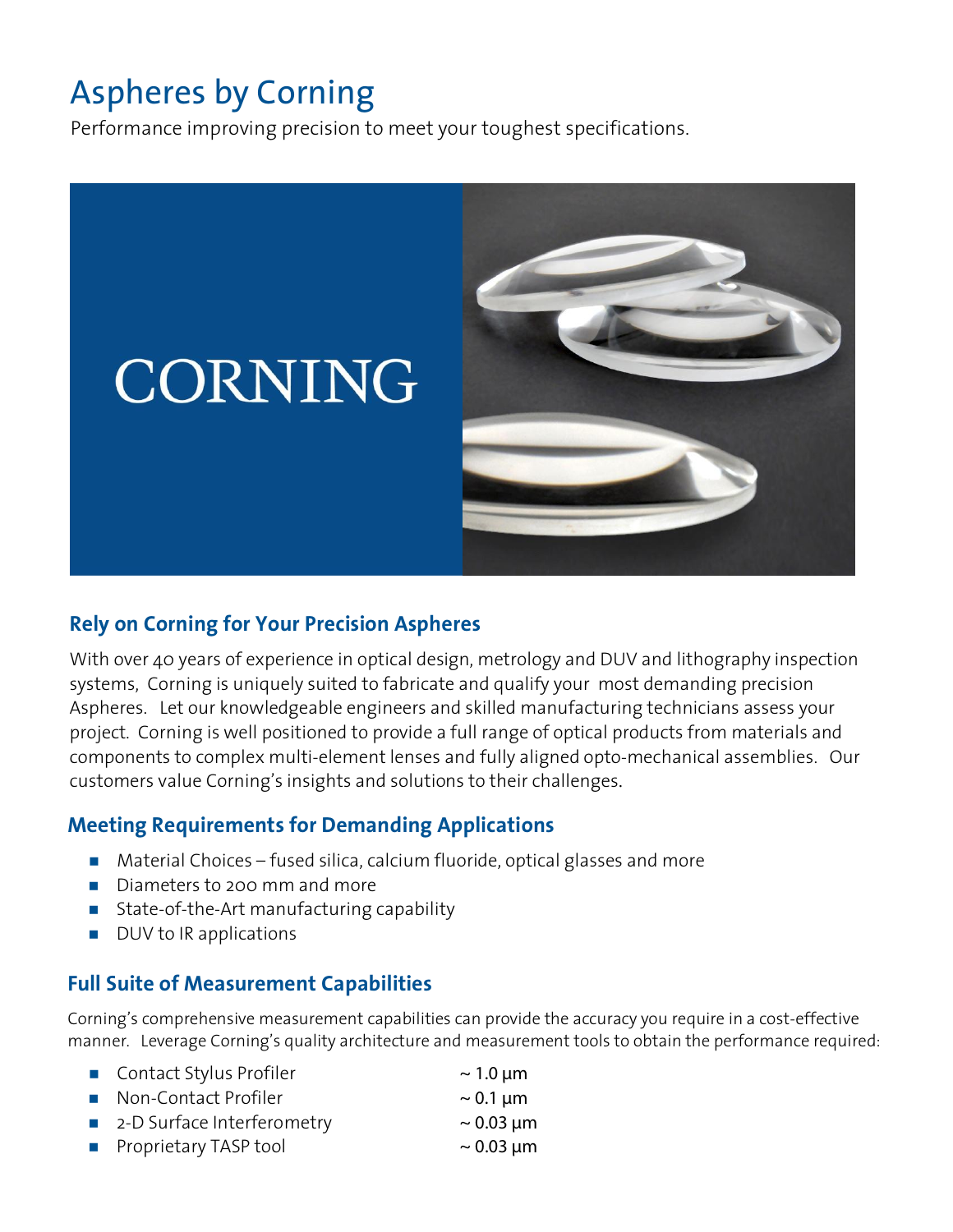# Aspheres by Corning

Performance improving precision to meet your toughest specifications.

CORNING

## Rely on Corning for Your Precision Aspheres

With over 40 years of experience in optical design, metrology and DUV and lithography inspection systems, Corning is uniquely suited to fabricate and qualify your most demanding precision Aspheres. Let our knowledgeable engineers and skilled manufacturing technicians assess your project. Corning is well positioned to provide a full range of optical products from materials and components to complex multi-element lenses and fully aligned opto-mechanical assemblies. Our customers value Corning's insights and solutions to their challenges.

## Meeting Requirements for Demanding Applications

- Material Choices – fused silica, calcium fluoride, optical glasses and more
- Diameters to 200 mm and more
- State-of-the-Art manufacturing capability
- DUV to IR applications

## Full Suite of Measurement Capabilities

Corning's comprehensive measurement capabilities can provide the accuracy you require in a cost-effective manner. Leverage Corning's quality architecture and measurement tools to obtain the performance required:

- Contact Stylus Profiler ~ 1.0 µm
- Non-Contact Profiler ~ 0.1 µm
- 2-D Surface Interferometry ~ 0.03 µm
- Proprietary TASP tool ~ 0.03 µm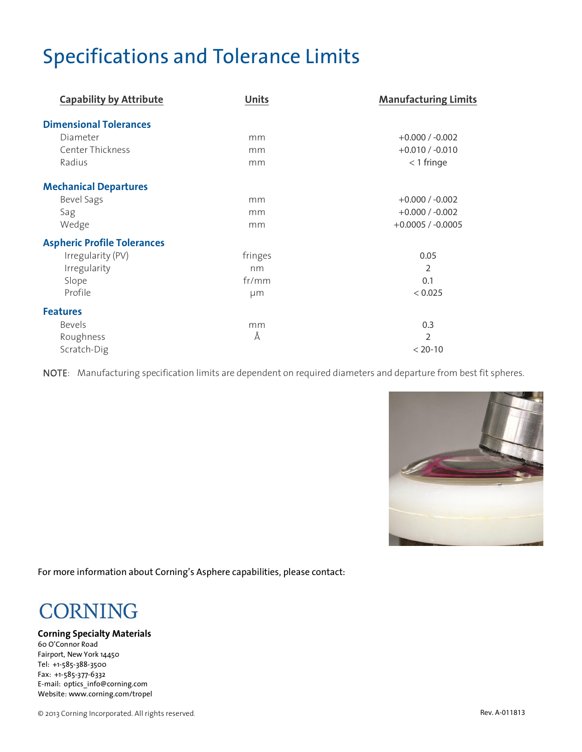# Specifications and Tolerance Limits

| Capability by Attribute | Units | Manufacturing Limits |
|---|---|---|
| **Dimensional Tolerances** | | |
| Diameter | mm | +0.000 / -0.002 |
| Center Thickness | mm | +0.010 / -0.010 |
| Radius | mm | < 1 fringe |
| **Mechanical Departures** | | |
| Bevel Sags | mm | +0.000 / -0.002 |
| Sag | mm | +0.000 / -0.002 |
| Wedge | mm | +0.0005 / -0.0005 |
| **Aspheric Profile Tolerances** | | |
| Irregularity (PV) | fringes | 0.05 |
| Irregularity | nm | 2 |
| Slope | fr/mm | 0.1 |
| Profile | µm | < 0.025 |
| **Features** | | |
| Bevels | mm | 0.3 |
| Roughness | Å | 2 |
| Scratch-Dig | | < 20-10 |

NOTE: Manufacturing specification limits are dependent on required diameters and departure from best fit spheres.

For more information about Corning's Asphere capabilities, please contact:

CORNING

**Corning Specialty Materials**
60 O'Connor Road
Fairport, New York 14450
Tel: +1-585-388-3500
Fax: +1-585-377-6332
E-mail: optics_info@corning.com
Website: www.corning.com/tropel

© 2013 Corning Incorporated. All rights reserved.

Rev. A-011813